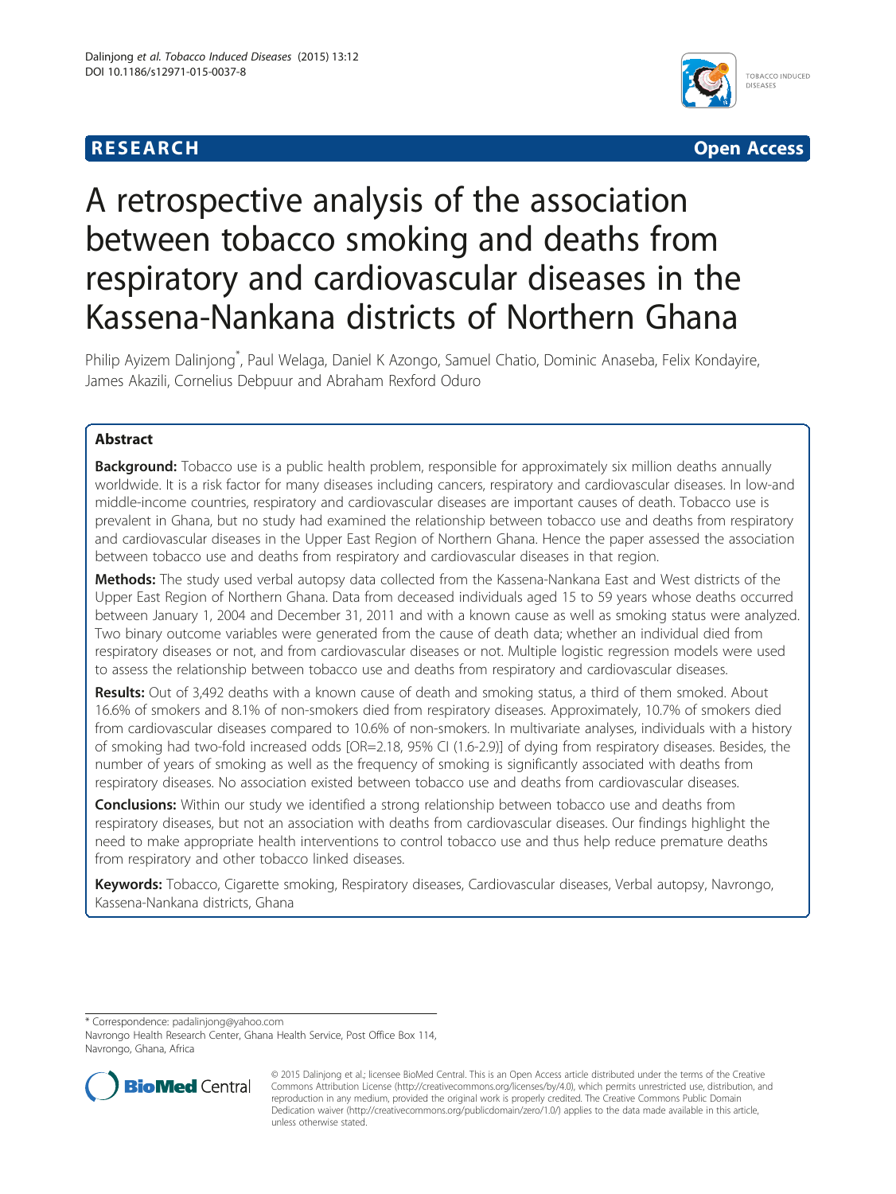RESEARCH Open Access

# A retrospective analysis of the association between tobacco smoking and deaths from respiratory and cardiovascular diseases in the Kassena-Nankana districts of Northern Ghana

Philip Ayizem Dalinjong*, Paul Welaga, Daniel K Azongo, Samuel Chatio, Dominic Anaseba, Felix Kondayire, James Akazili, Cornelius Debpuur and Abraham Rexford Oduro

## Abstract

**Background:** Tobacco use is a public health problem, responsible for approximately six million deaths annually worldwide. It is a risk factor for many diseases including cancers, respiratory and cardiovascular diseases. In low-and middle-income countries, respiratory and cardiovascular diseases are important causes of death. Tobacco use is prevalent in Ghana, but no study had examined the relationship between tobacco use and deaths from respiratory and cardiovascular diseases in the Upper East Region of Northern Ghana. Hence the paper assessed the association between tobacco use and deaths from respiratory and cardiovascular diseases in that region.

**Methods:** The study used verbal autopsy data collected from the Kassena-Nankana East and West districts of the Upper East Region of Northern Ghana. Data from deceased individuals aged 15 to 59 years whose deaths occurred between January 1, 2004 and December 31, 2011 and with a known cause as well as smoking status were analyzed. Two binary outcome variables were generated from the cause of death data; whether an individual died from respiratory diseases or not, and from cardiovascular diseases or not. Multiple logistic regression models were used to assess the relationship between tobacco use and deaths from respiratory and cardiovascular diseases.

**Results:** Out of 3,492 deaths with a known cause of death and smoking status, a third of them smoked. About 16.6% of smokers and 8.1% of non-smokers died from respiratory diseases. Approximately, 10.7% of smokers died from cardiovascular diseases compared to 10.6% of non-smokers. In multivariate analyses, individuals with a history of smoking had two-fold increased odds [OR=2.18, 95% CI (1.6-2.9)] of dying from respiratory diseases. Besides, the number of years of smoking as well as the frequency of smoking is significantly associated with deaths from respiratory diseases. No association existed between tobacco use and deaths from cardiovascular diseases.

**Conclusions:** Within our study we identified a strong relationship between tobacco use and deaths from respiratory diseases, but not an association with deaths from cardiovascular diseases. Our findings highlight the need to make appropriate health interventions to control tobacco use and thus help reduce premature deaths from respiratory and other tobacco linked diseases.

**Keywords:** Tobacco, Cigarette smoking, Respiratory diseases, Cardiovascular diseases, Verbal autopsy, Navrongo, Kassena-Nankana districts, Ghana

---

* Correspondence: padalinjong@yahoo.com
Navrongo Health Research Center, Ghana Health Service, Post Office Box 114, Navrongo, Ghana, Africa

© 2015 Dalinjong et al.; licensee BioMed Central. This is an Open Access article distributed under the terms of the Creative Commons Attribution License (http://creativecommons.org/licenses/by/4.0), which permits unrestricted use, distribution, and reproduction in any medium, provided the original work is properly credited. The Creative Commons Public Domain Dedication waiver (http://creativecommons.org/publicdomain/zero/1.0/) applies to the data made available in this article, unless otherwise stated.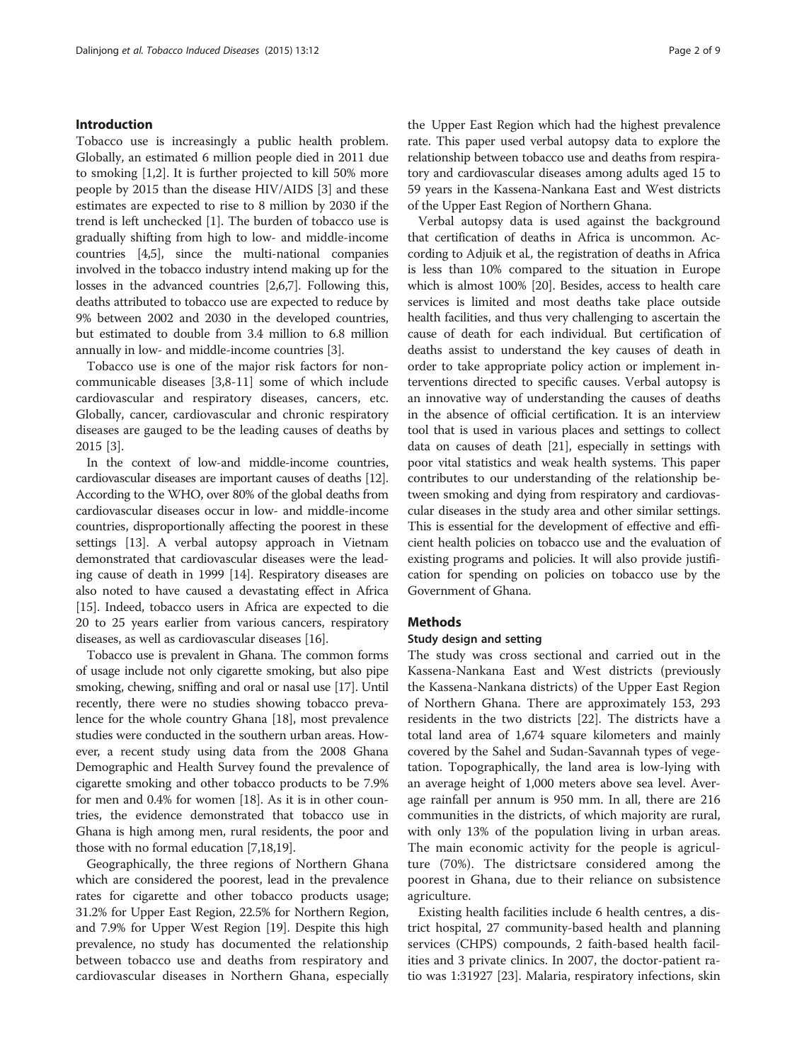## Introduction

Tobacco use is increasingly a public health problem. Globally, an estimated 6 million people died in 2011 due to smoking [1,2]. It is further projected to kill 50% more people by 2015 than the disease HIV/AIDS [3] and these estimates are expected to rise to 8 million by 2030 if the trend is left unchecked [1]. The burden of tobacco use is gradually shifting from high to low- and middle-income countries [4,5], since the multi-national companies involved in the tobacco industry intend making up for the losses in the advanced countries [2,6,7]. Following this, deaths attributed to tobacco use are expected to reduce by 9% between 2002 and 2030 in the developed countries, but estimated to double from 3.4 million to 6.8 million annually in low- and middle-income countries [3].

Tobacco use is one of the major risk factors for non-communicable diseases [3,8-11] some of which include cardiovascular and respiratory diseases, cancers, etc. Globally, cancer, cardiovascular and chronic respiratory diseases are gauged to be the leading causes of deaths by 2015 [3].

In the context of low-and middle-income countries, cardiovascular diseases are important causes of deaths [12]. According to the WHO, over 80% of the global deaths from cardiovascular diseases occur in low- and middle-income countries, disproportionally affecting the poorest in these settings [13]. A verbal autopsy approach in Vietnam demonstrated that cardiovascular diseases were the leading cause of death in 1999 [14]. Respiratory diseases are also noted to have caused a devastating effect in Africa [15]. Indeed, tobacco users in Africa are expected to die 20 to 25 years earlier from various cancers, respiratory diseases, as well as cardiovascular diseases [16].

Tobacco use is prevalent in Ghana. The common forms of usage include not only cigarette smoking, but also pipe smoking, chewing, sniffing and oral or nasal use [17]. Until recently, there were no studies showing tobacco prevalence for the whole country Ghana [18], most prevalence studies were conducted in the southern urban areas. However, a recent study using data from the 2008 Ghana Demographic and Health Survey found the prevalence of cigarette smoking and other tobacco products to be 7.9% for men and 0.4% for women [18]. As it is in other countries, the evidence demonstrated that tobacco use in Ghana is high among men, rural residents, the poor and those with no formal education [7,18,19].

Geographically, the three regions of Northern Ghana which are considered the poorest, lead in the prevalence rates for cigarette and other tobacco products usage; 31.2% for Upper East Region, 22.5% for Northern Region, and 7.9% for Upper West Region [19]. Despite this high prevalence, no study has documented the relationship between tobacco use and deaths from respiratory and cardiovascular diseases in Northern Ghana, especially the Upper East Region which had the highest prevalence rate. This paper used verbal autopsy data to explore the relationship between tobacco use and deaths from respiratory and cardiovascular diseases among adults aged 15 to 59 years in the Kassena-Nankana East and West districts of the Upper East Region of Northern Ghana.

Verbal autopsy data is used against the background that certification of deaths in Africa is uncommon. According to Adjuik et al., the registration of deaths in Africa is less than 10% compared to the situation in Europe which is almost 100% [20]. Besides, access to health care services is limited and most deaths take place outside health facilities, and thus very challenging to ascertain the cause of death for each individual. But certification of deaths assist to understand the key causes of death in order to take appropriate policy action or implement interventions directed to specific causes. Verbal autopsy is an innovative way of understanding the causes of deaths in the absence of official certification. It is an interview tool that is used in various places and settings to collect data on causes of death [21], especially in settings with poor vital statistics and weak health systems. This paper contributes to our understanding of the relationship between smoking and dying from respiratory and cardiovascular diseases in the study area and other similar settings. This is essential for the development of effective and efficient health policies on tobacco use and the evaluation of existing programs and policies. It will also provide justification for spending on policies on tobacco use by the Government of Ghana.

## Methods

### Study design and setting

The study was cross sectional and carried out in the Kassena-Nankana East and West districts (previously the Kassena-Nankana districts) of the Upper East Region of Northern Ghana. There are approximately 153, 293 residents in the two districts [22]. The districts have a total land area of 1,674 square kilometers and mainly covered by the Sahel and Sudan-Savannah types of vegetation. Topographically, the land area is low-lying with an average height of 1,000 meters above sea level. Average rainfall per annum is 950 mm. In all, there are 216 communities in the districts, of which majority are rural, with only 13% of the population living in urban areas. The main economic activity for the people is agriculture (70%). The districtsare considered among the poorest in Ghana, due to their reliance on subsistence agriculture.

Existing health facilities include 6 health centres, a district hospital, 27 community-based health and planning services (CHPS) compounds, 2 faith-based health facilities and 3 private clinics. In 2007, the doctor-patient ratio was 1:31927 [23]. Malaria, respiratory infections, skin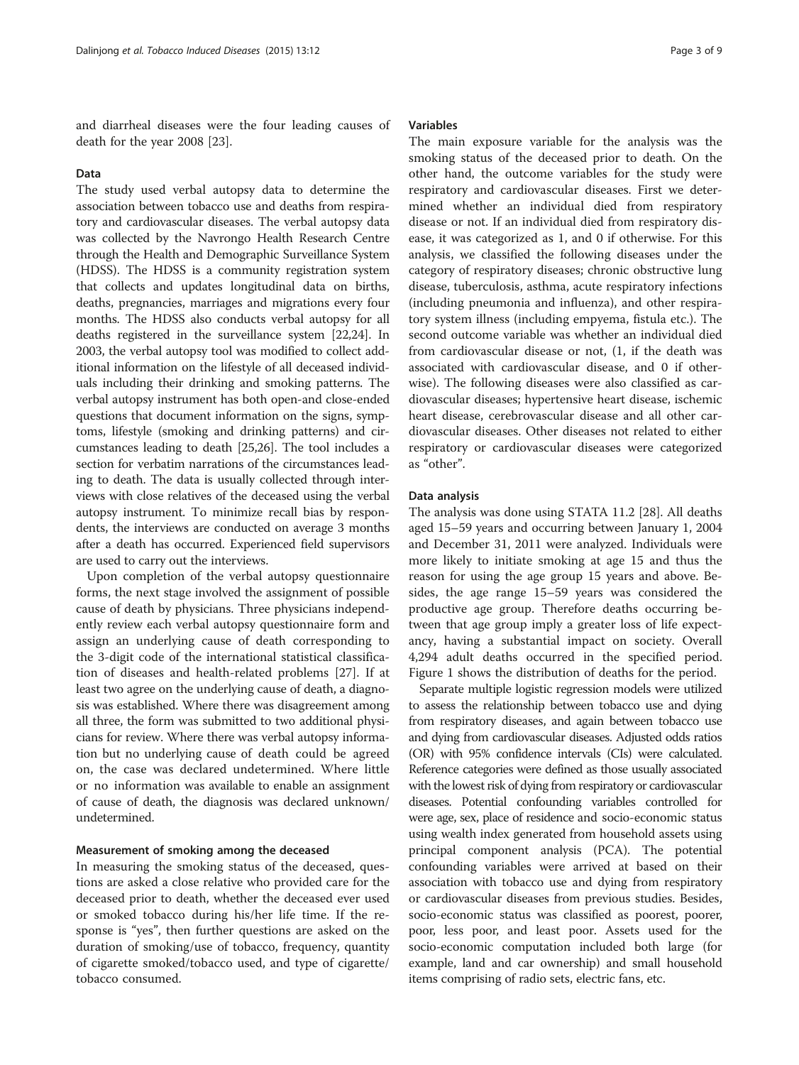and diarrheal diseases were the four leading causes of death for the year 2008 [23].

### Data

The study used verbal autopsy data to determine the association between tobacco use and deaths from respiratory and cardiovascular diseases. The verbal autopsy data was collected by the Navrongo Health Research Centre through the Health and Demographic Surveillance System (HDSS). The HDSS is a community registration system that collects and updates longitudinal data on births, deaths, pregnancies, marriages and migrations every four months. The HDSS also conducts verbal autopsy for all deaths registered in the surveillance system [22,24]. In 2003, the verbal autopsy tool was modified to collect additional information on the lifestyle of all deceased individuals including their drinking and smoking patterns. The verbal autopsy instrument has both open-and close-ended questions that document information on the signs, symptoms, lifestyle (smoking and drinking patterns) and circumstances leading to death [25,26]. The tool includes a section for verbatim narrations of the circumstances leading to death. The data is usually collected through interviews with close relatives of the deceased using the verbal autopsy instrument. To minimize recall bias by respondents, the interviews are conducted on average 3 months after a death has occurred. Experienced field supervisors are used to carry out the interviews.

Upon completion of the verbal autopsy questionnaire forms, the next stage involved the assignment of possible cause of death by physicians. Three physicians independently review each verbal autopsy questionnaire form and assign an underlying cause of death corresponding to the 3-digit code of the international statistical classification of diseases and health-related problems [27]. If at least two agree on the underlying cause of death, a diagnosis was established. Where there was disagreement among all three, the form was submitted to two additional physicians for review. Where there was verbal autopsy information but no underlying cause of death could be agreed on, the case was declared undetermined. Where little or no information was available to enable an assignment of cause of death, the diagnosis was declared unknown/ undetermined.

### Measurement of smoking among the deceased

In measuring the smoking status of the deceased, questions are asked a close relative who provided care for the deceased prior to death, whether the deceased ever used or smoked tobacco during his/her life time. If the response is "yes", then further questions are asked on the duration of smoking/use of tobacco, frequency, quantity of cigarette smoked/tobacco used, and type of cigarette/ tobacco consumed.

### Variables

The main exposure variable for the analysis was the smoking status of the deceased prior to death. On the other hand, the outcome variables for the study were respiratory and cardiovascular diseases. First we determined whether an individual died from respiratory disease or not. If an individual died from respiratory disease, it was categorized as 1, and 0 if otherwise. For this analysis, we classified the following diseases under the category of respiratory diseases; chronic obstructive lung disease, tuberculosis, asthma, acute respiratory infections (including pneumonia and influenza), and other respiratory system illness (including empyema, fistula etc.). The second outcome variable was whether an individual died from cardiovascular disease or not, (1, if the death was associated with cardiovascular disease, and 0 if otherwise). The following diseases were also classified as cardiovascular diseases; hypertensive heart disease, ischemic heart disease, cerebrovascular disease and all other cardiovascular diseases. Other diseases not related to either respiratory or cardiovascular diseases were categorized as "other".

### Data analysis

The analysis was done using STATA 11.2 [28]. All deaths aged 15–59 years and occurring between January 1, 2004 and December 31, 2011 were analyzed. Individuals were more likely to initiate smoking at age 15 and thus the reason for using the age group 15 years and above. Besides, the age range 15–59 years was considered the productive age group. Therefore deaths occurring between that age group imply a greater loss of life expectancy, having a substantial impact on society. Overall 4,294 adult deaths occurred in the specified period. Figure 1 shows the distribution of deaths for the period.

Separate multiple logistic regression models were utilized to assess the relationship between tobacco use and dying from respiratory diseases, and again between tobacco use and dying from cardiovascular diseases. Adjusted odds ratios (OR) with 95% confidence intervals (CIs) were calculated. Reference categories were defined as those usually associated with the lowest risk of dying from respiratory or cardiovascular diseases. Potential confounding variables controlled for were age, sex, place of residence and socio-economic status using wealth index generated from household assets using principal component analysis (PCA). The potential confounding variables were arrived at based on their association with tobacco use and dying from respiratory or cardiovascular diseases from previous studies. Besides, socio-economic status was classified as poorest, poorer, poor, less poor, and least poor. Assets used for the socio-economic computation included both large (for example, land and car ownership) and small household items comprising of radio sets, electric fans, etc.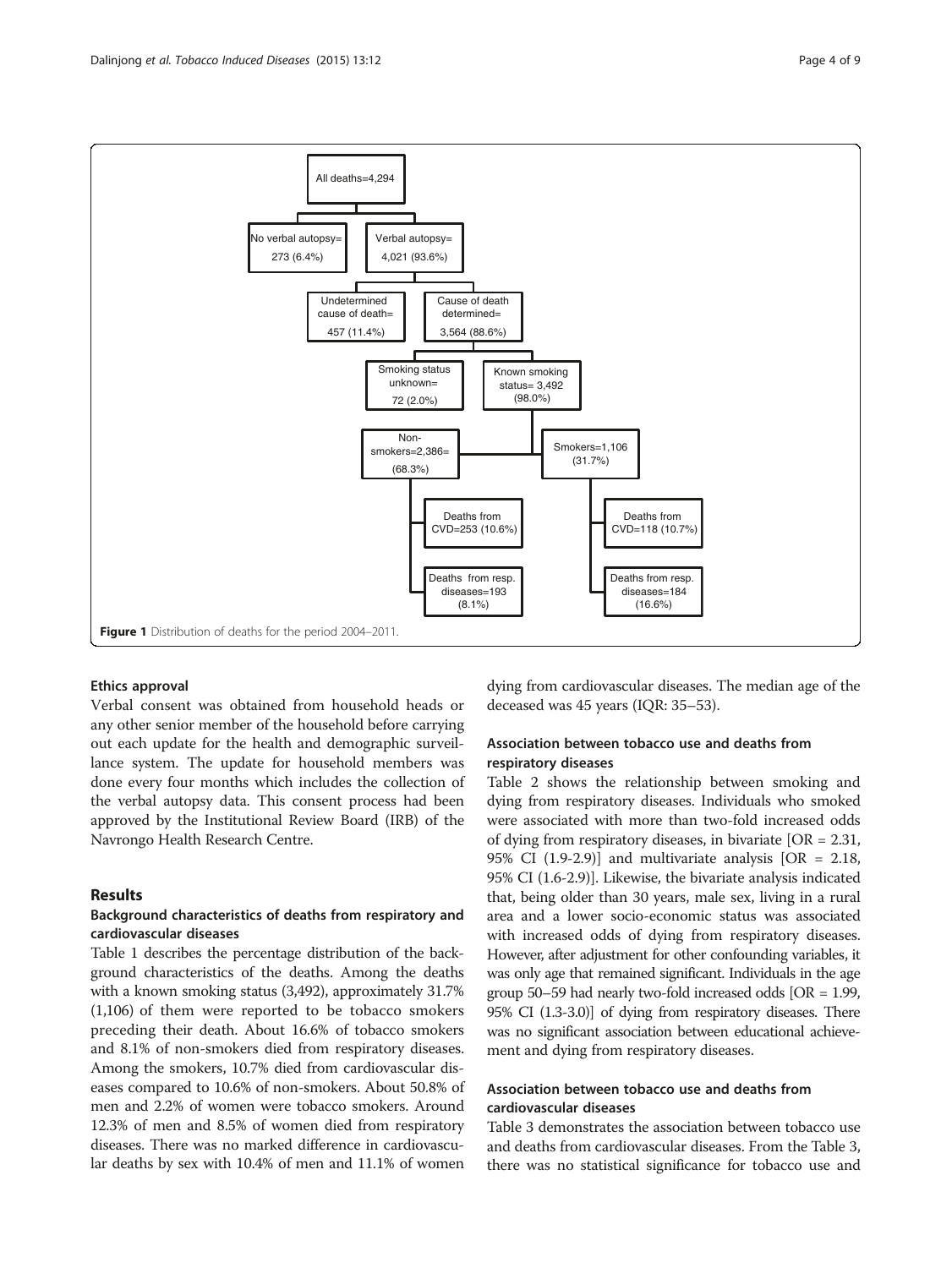All deaths=4,294

No verbal autopsy= 273 (6.4%)

Verbal autopsy= 4,021 (93.6%)

Undetermined cause of death= 457 (11.4%)

Cause of death determined= 3,564 (88.6%)

Smoking status unknown= 72 (2.0%)

Known smoking status= 3,492 (98.0%)

Non-smokers=2,386= (68.3%)

Smokers=1,106 (31.7%)

Deaths from CVD=253 (10.6%)

Deaths from resp. diseases=193 (8.1%)

Deaths from CVD=118 (10.7%)

Deaths from resp. diseases=184 (16.6%)

**Figure 1** Distribution of deaths for the period 2004–2011.

### Ethics approval

Verbal consent was obtained from household heads or any other senior member of the household before carrying out each update for the health and demographic surveillance system. The update for household members was done every four months which includes the collection of the verbal autopsy data. This consent process had been approved by the Institutional Review Board (IRB) of the Navrongo Health Research Centre.

## Results

### Background characteristics of deaths from respiratory and cardiovascular diseases

Table 1 describes the percentage distribution of the background characteristics of the deaths. Among the deaths with a known smoking status (3,492), approximately 31.7% (1,106) of them were reported to be tobacco smokers preceding their death. About 16.6% of tobacco smokers and 8.1% of non-smokers died from respiratory diseases. Among the smokers, 10.7% died from cardiovascular diseases compared to 10.6% of non-smokers. About 50.8% of men and 2.2% of women were tobacco smokers. Around 12.3% of men and 8.5% of women died from respiratory diseases. There was no marked difference in cardiovascular deaths by sex with 10.4% of men and 11.1% of women dying from cardiovascular diseases. The median age of the deceased was 45 years (IQR: 35–53).

### Association between tobacco use and deaths from respiratory diseases

Table 2 shows the relationship between smoking and dying from respiratory diseases. Individuals who smoked were associated with more than two-fold increased odds of dying from respiratory diseases, in bivariate [OR = 2.31, 95% CI (1.9-2.9)] and multivariate analysis [OR = 2.18, 95% CI (1.6-2.9)]. Likewise, the bivariate analysis indicated that, being older than 30 years, male sex, living in a rural area and a lower socio-economic status was associated with increased odds of dying from respiratory diseases. However, after adjustment for other confounding variables, it was only age that remained significant. Individuals in the age group 50–59 had nearly two-fold increased odds [OR = 1.99, 95% CI (1.3-3.0)] of dying from respiratory diseases. There was no significant association between educational achievement and dying from respiratory diseases.

### Association between tobacco use and deaths from cardiovascular diseases

Table 3 demonstrates the association between tobacco use and deaths from cardiovascular diseases. From the Table 3, there was no statistical significance for tobacco use and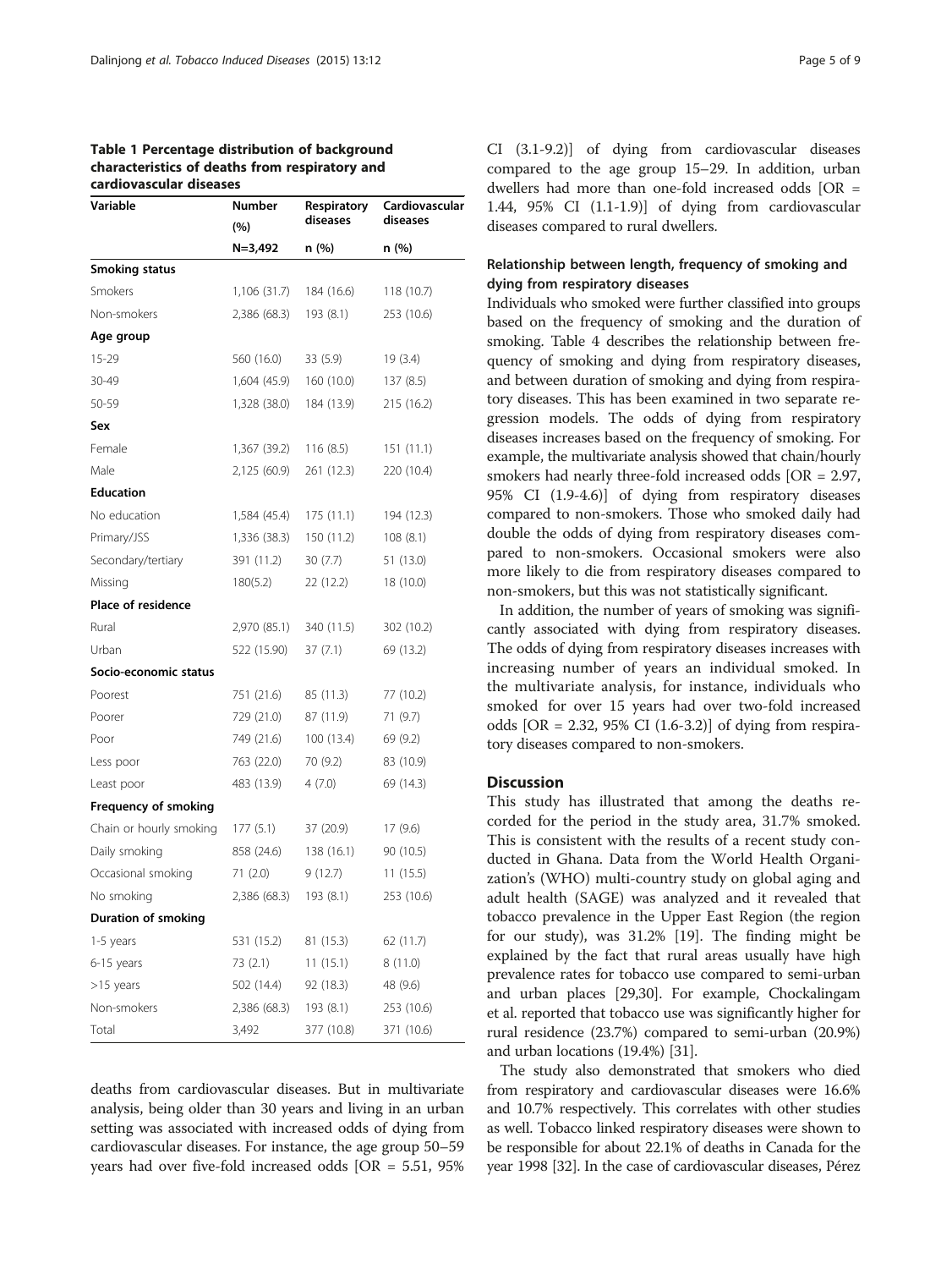**Table 1 Percentage distribution of background characteristics of deaths from respiratory and cardiovascular diseases**

| Variable | Number (%) | Respiratory diseases | Cardiovascular diseases |
|---|---|---|---|
| | N=3,492 | n (%) | n (%) |
| **Smoking status** | | | |
| Smokers | 1,106 (31.7) | 184 (16.6) | 118 (10.7) |
| Non-smokers | 2,386 (68.3) | 193 (8.1) | 253 (10.6) |
| **Age group** | | | |
| 15-29 | 560 (16.0) | 33 (5.9) | 19 (3.4) |
| 30-49 | 1,604 (45.9) | 160 (10.0) | 137 (8.5) |
| 50-59 | 1,328 (38.0) | 184 (13.9) | 215 (16.2) |
| **Sex** | | | |
| Female | 1,367 (39.2) | 116 (8.5) | 151 (11.1) |
| Male | 2,125 (60.9) | 261 (12.3) | 220 (10.4) |
| **Education** | | | |
| No education | 1,584 (45.4) | 175 (11.1) | 194 (12.3) |
| Primary/JSS | 1,336 (38.3) | 150 (11.2) | 108 (8.1) |
| Secondary/tertiary | 391 (11.2) | 30 (7.7) | 51 (13.0) |
| Missing | 180(5.2) | 22 (12.2) | 18 (10.0) |
| **Place of residence** | | | |
| Rural | 2,970 (85.1) | 340 (11.5) | 302 (10.2) |
| Urban | 522 (15.90) | 37 (7.1) | 69 (13.2) |
| **Socio-economic status** | | | |
| Poorest | 751 (21.6) | 85 (11.3) | 77 (10.2) |
| Poorer | 729 (21.0) | 87 (11.9) | 71 (9.7) |
| Poor | 749 (21.6) | 100 (13.4) | 69 (9.2) |
| Less poor | 763 (22.0) | 70 (9.2) | 83 (10.9) |
| Least poor | 483 (13.9) | 4 (7.0) | 69 (14.3) |
| **Frequency of smoking** | | | |
| Chain or hourly smoking | 177 (5.1) | 37 (20.9) | 17 (9.6) |
| Daily smoking | 858 (24.6) | 138 (16.1) | 90 (10.5) |
| Occasional smoking | 71 (2.0) | 9 (12.7) | 11 (15.5) |
| No smoking | 2,386 (68.3) | 193 (8.1) | 253 (10.6) |
| **Duration of smoking** | | | |
| 1-5 years | 531 (15.2) | 81 (15.3) | 62 (11.7) |
| 6-15 years | 73 (2.1) | 11 (15.1) | 8 (11.0) |
| >15 years | 502 (14.4) | 92 (18.3) | 48 (9.6) |
| Non-smokers | 2,386 (68.3) | 193 (8.1) | 253 (10.6) |
| Total | 3,492 | 377 (10.8) | 371 (10.6) |

deaths from cardiovascular diseases. But in multivariate analysis, being older than 30 years and living in an urban setting was associated with increased odds of dying from cardiovascular diseases. For instance, the age group 50–59 years had over five-fold increased odds [OR = 5.51, 95% CI (3.1-9.2)] of dying from cardiovascular diseases compared to the age group 15–29. In addition, urban dwellers had more than one-fold increased odds [OR = 1.44, 95% CI (1.1-1.9)] of dying from cardiovascular diseases compared to rural dwellers.

### Relationship between length, frequency of smoking and dying from respiratory diseases

Individuals who smoked were further classified into groups based on the frequency of smoking and the duration of smoking. Table 4 describes the relationship between frequency of smoking and dying from respiratory diseases, and between duration of smoking and dying from respiratory diseases. This has been examined in two separate regression models. The odds of dying from respiratory diseases increases based on the frequency of smoking. For example, the multivariate analysis showed that chain/hourly smokers had nearly three-fold increased odds [OR = 2.97, 95% CI (1.9-4.6)] of dying from respiratory diseases compared to non-smokers. Those who smoked daily had double the odds of dying from respiratory diseases compared to non-smokers. Occasional smokers were also more likely to die from respiratory diseases compared to non-smokers, but this was not statistically significant.

In addition, the number of years of smoking was significantly associated with dying from respiratory diseases. The odds of dying from respiratory diseases increases with increasing number of years an individual smoked. In the multivariate analysis, for instance, individuals who smoked for over 15 years had over two-fold increased odds [OR = 2.32, 95% CI (1.6-3.2)] of dying from respiratory diseases compared to non-smokers.

## Discussion

This study has illustrated that among the deaths recorded for the period in the study area, 31.7% smoked. This is consistent with the results of a recent study conducted in Ghana. Data from the World Health Organization's (WHO) multi-country study on global aging and adult health (SAGE) was analyzed and it revealed that tobacco prevalence in the Upper East Region (the region for our study), was 31.2% [19]. The finding might be explained by the fact that rural areas usually have high prevalence rates for tobacco use compared to semi-urban and urban places [29,30]. For example, Chockalingam et al. reported that tobacco use was significantly higher for rural residence (23.7%) compared to semi-urban (20.9%) and urban locations (19.4%) [31].

The study also demonstrated that smokers who died from respiratory and cardiovascular diseases were 16.6% and 10.7% respectively. This correlates with other studies as well. Tobacco linked respiratory diseases were shown to be responsible for about 22.1% of deaths in Canada for the year 1998 [32]. In the case of cardiovascular diseases, Pérez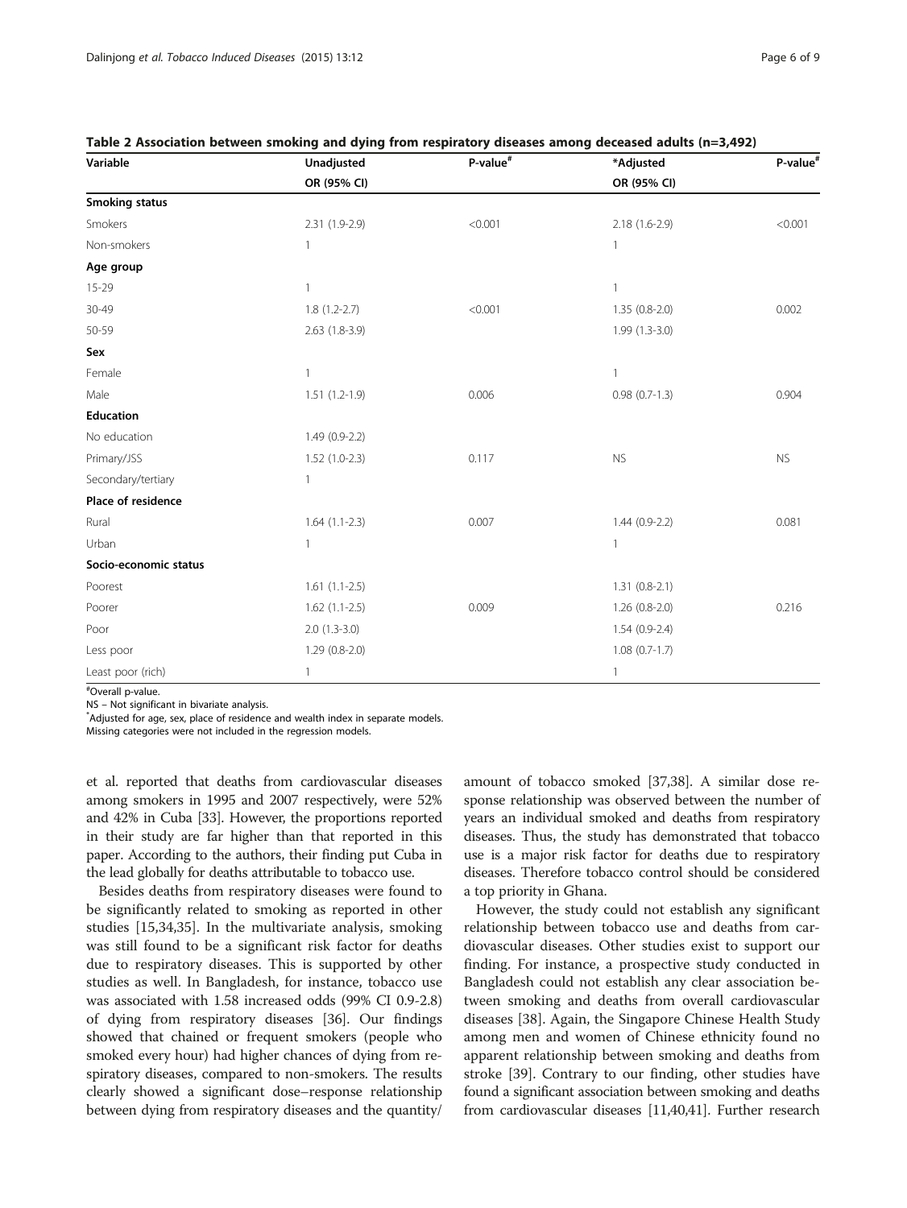**Table 2 Association between smoking and dying from respiratory diseases among deceased adults (n=3,492)**

| Variable | Unadjusted OR (95% CI) | P-value# | *Adjusted OR (95% CI) | P-value# |
|---|---|---|---|---|
| **Smoking status** | | | | |
| Smokers | 2.31 (1.9-2.9) | <0.001 | 2.18 (1.6-2.9) | <0.001 |
| Non-smokers | 1 | | 1 | |
| **Age group** | | | | |
| 15-29 | 1 | | 1 | |
| 30-49 | 1.8 (1.2-2.7) | <0.001 | 1.35 (0.8-2.0) | 0.002 |
| 50-59 | 2.63 (1.8-3.9) | | 1.99 (1.3-3.0) | |
| **Sex** | | | | |
| Female | 1 | | 1 | |
| Male | 1.51 (1.2-1.9) | 0.006 | 0.98 (0.7-1.3) | 0.904 |
| **Education** | | | | |
| No education | 1.49 (0.9-2.2) | | | |
| Primary/JSS | 1.52 (1.0-2.3) | 0.117 | NS | NS |
| Secondary/tertiary | 1 | | | |
| **Place of residence** | | | | |
| Rural | 1.64 (1.1-2.3) | 0.007 | 1.44 (0.9-2.2) | 0.081 |
| Urban | 1 | | 1 | |
| **Socio-economic status** | | | | |
| Poorest | 1.61 (1.1-2.5) | | 1.31 (0.8-2.1) | |
| Poorer | 1.62 (1.1-2.5) | 0.009 | 1.26 (0.8-2.0) | 0.216 |
| Poor | 2.0 (1.3-3.0) | | 1.54 (0.9-2.4) | |
| Less poor | 1.29 (0.8-2.0) | | 1.08 (0.7-1.7) | |
| Least poor (rich) | 1 | | 1 | |

#Overall p-value.
NS – Not significant in bivariate analysis.
*Adjusted for age, sex, place of residence and wealth index in separate models.
Missing categories were not included in the regression models.

et al. reported that deaths from cardiovascular diseases among smokers in 1995 and 2007 respectively, were 52% and 42% in Cuba [33]. However, the proportions reported in their study are far higher than that reported in this paper. According to the authors, their finding put Cuba in the lead globally for deaths attributable to tobacco use.

Besides deaths from respiratory diseases were found to be significantly related to smoking as reported in other studies [15,34,35]. In the multivariate analysis, smoking was still found to be a significant risk factor for deaths due to respiratory diseases. This is supported by other studies as well. In Bangladesh, for instance, tobacco use was associated with 1.58 increased odds (99% CI 0.9-2.8) of dying from respiratory diseases [36]. Our findings showed that chained or frequent smokers (people who smoked every hour) had higher chances of dying from respiratory diseases, compared to non-smokers. The results clearly showed a significant dose–response relationship between dying from respiratory diseases and the quantity/amount of tobacco smoked [37,38]. A similar dose response relationship was observed between the number of years an individual smoked and deaths from respiratory diseases. Thus, the study has demonstrated that tobacco use is a major risk factor for deaths due to respiratory diseases. Therefore tobacco control should be considered a top priority in Ghana.

However, the study could not establish any significant relationship between tobacco use and deaths from cardiovascular diseases. Other studies exist to support our finding. For instance, a prospective study conducted in Bangladesh could not establish any clear association between smoking and deaths from overall cardiovascular diseases [38]. Again, the Singapore Chinese Health Study among men and women of Chinese ethnicity found no apparent relationship between smoking and deaths from stroke [39]. Contrary to our finding, other studies have found a significant association between smoking and deaths from cardiovascular diseases [11,40,41]. Further research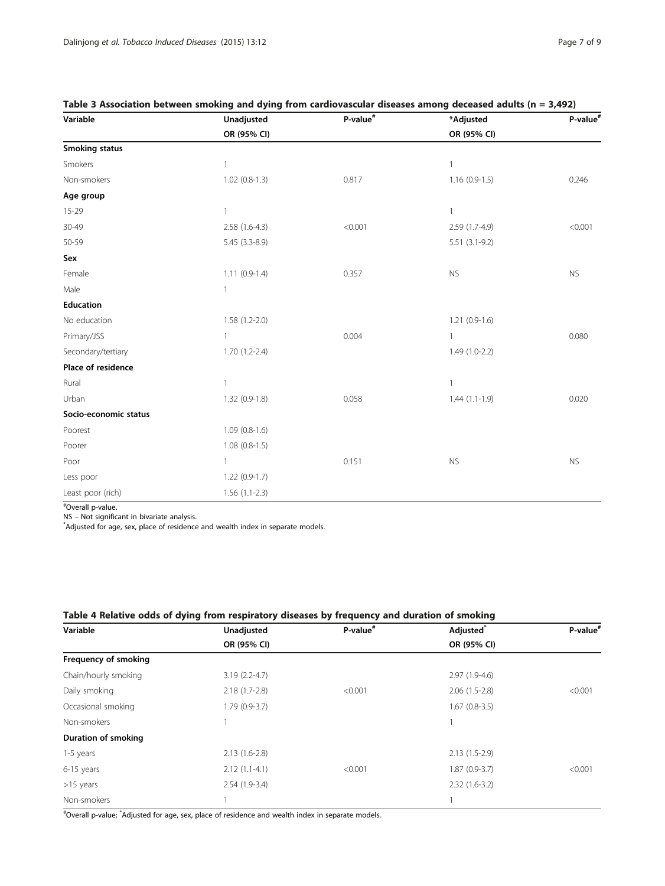**Table 3 Association between smoking and dying from cardiovascular diseases among deceased adults (n = 3,492)**

| Variable | Unadjusted OR (95% CI) | P-value[#] | *Adjusted OR (95% CI) | P-value[#] |
|---|---|---|---|---|
| **Smoking status** | | | | |
| Smokers | 1 | | 1 | |
| Non-smokers | 1.02 (0.8-1.3) | 0.817 | 1.16 (0.9-1.5) | 0.246 |
| **Age group** | | | | |
| 15-29 | 1 | | 1 | |
| 30-49 | 2.58 (1.6-4.3) | <0.001 | 2.59 (1.7-4.9) | <0.001 |
| 50-59 | 5.45 (3.3-8.9) | | 5.51 (3.1-9.2) | |
| **Sex** | | | | |
| Female | 1.11 (0.9-1.4) | 0.357 | NS | NS |
| Male | 1 | | | |
| **Education** | | | | |
| No education | 1.58 (1.2-2.0) | | 1.21 (0.9-1.6) | |
| Primary/JSS | 1 | 0.004 | 1 | 0.080 |
| Secondary/tertiary | 1.70 (1.2-2.4) | | 1.49 (1.0-2.2) | |
| **Place of residence** | | | | |
| Rural | 1 | | 1 | |
| Urban | 1.32 (0.9-1.8) | 0.058 | 1.44 (1.1-1.9) | 0.020 |
| **Socio-economic status** | | | | |
| Poorest | 1.09 (0.8-1.6) | | | |
| Poorer | 1.08 (0.8-1.5) | | | |
| Poor | 1 | 0.151 | NS | NS |
| Less poor | 1.22 (0.9-1.7) | | | |
| Least poor (rich) | 1.56 (1.1-2.3) | | | |

[#]Overall p-value.
NS – Not significant in bivariate analysis.
*Adjusted for age, sex, place of residence and wealth index in separate models.

**Table 4 Relative odds of dying from respiratory diseases by frequency and duration of smoking**

| Variable | Unadjusted OR (95% CI) | P-value[#] | Adjusted* OR (95% CI) | P-value[#] |
|---|---|---|---|---|
| **Frequency of smoking** | | | | |
| Chain/hourly smoking | 3.19 (2.2-4.7) | | 2.97 (1.9-4.6) | |
| Daily smoking | 2.18 (1.7-2.8) | <0.001 | 2.06 (1.5-2.8) | <0.001 |
| Occasional smoking | 1.79 (0.9-3.7) | | 1.67 (0.8-3.5) | |
| Non-smokers | 1 | | 1 | |
| **Duration of smoking** | | | | |
| 1-5 years | 2.13 (1.6-2.8) | | 2.13 (1.5-2.9) | |
| 6-15 years | 2.12 (1.1-4.1) | <0.001 | 1.87 (0.9-3.7) | <0.001 |
| >15 years | 2.54 (1.9-3.4) | | 2.32 (1.6-3.2) | |
| Non-smokers | 1 | | 1 | |

[#]Overall p-value; *Adjusted for age, sex, place of residence and wealth index in separate models.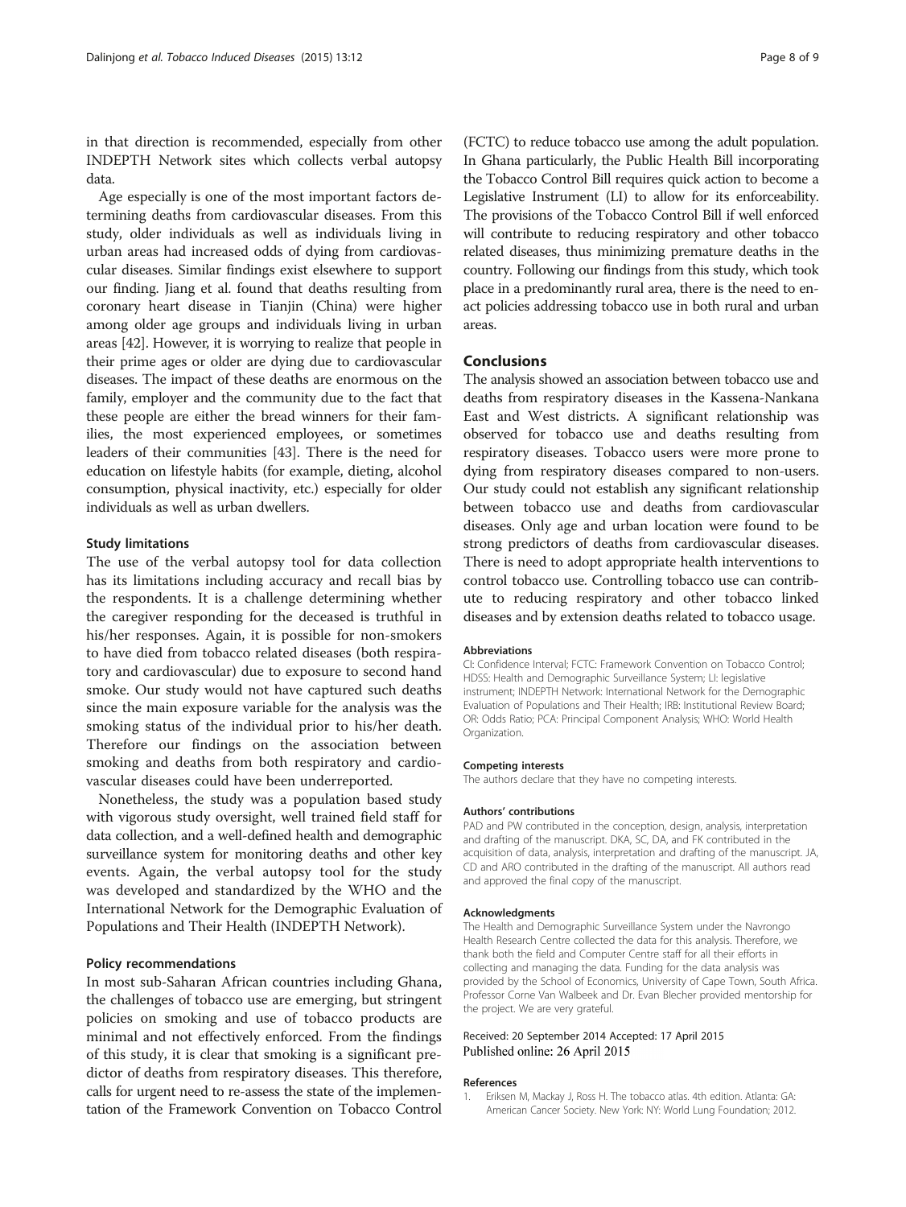in that direction is recommended, especially from other INDEPTH Network sites which collects verbal autopsy data.

Age especially is one of the most important factors determining deaths from cardiovascular diseases. From this study, older individuals as well as individuals living in urban areas had increased odds of dying from cardiovascular diseases. Similar findings exist elsewhere to support our finding. Jiang et al. found that deaths resulting from coronary heart disease in Tianjin (China) were higher among older age groups and individuals living in urban areas [42]. However, it is worrying to realize that people in their prime ages or older are dying due to cardiovascular diseases. The impact of these deaths are enormous on the family, employer and the community due to the fact that these people are either the bread winners for their families, the most experienced employees, or sometimes leaders of their communities [43]. There is the need for education on lifestyle habits (for example, dieting, alcohol consumption, physical inactivity, etc.) especially for older individuals as well as urban dwellers.

### Study limitations

The use of the verbal autopsy tool for data collection has its limitations including accuracy and recall bias by the respondents. It is a challenge determining whether the caregiver responding for the deceased is truthful in his/her responses. Again, it is possible for non-smokers to have died from tobacco related diseases (both respiratory and cardiovascular) due to exposure to second hand smoke. Our study would not have captured such deaths since the main exposure variable for the analysis was the smoking status of the individual prior to his/her death. Therefore our findings on the association between smoking and deaths from both respiratory and cardiovascular diseases could have been underreported.

Nonetheless, the study was a population based study with vigorous study oversight, well trained field staff for data collection, and a well-defined health and demographic surveillance system for monitoring deaths and other key events. Again, the verbal autopsy tool for the study was developed and standardized by the WHO and the International Network for the Demographic Evaluation of Populations and Their Health (INDEPTH Network).

### Policy recommendations

In most sub-Saharan African countries including Ghana, the challenges of tobacco use are emerging, but stringent policies on smoking and use of tobacco products are minimal and not effectively enforced. From the findings of this study, it is clear that smoking is a significant predictor of deaths from respiratory diseases. This therefore, calls for urgent need to re-assess the state of the implementation of the Framework Convention on Tobacco Control (FCTC) to reduce tobacco use among the adult population. In Ghana particularly, the Public Health Bill incorporating the Tobacco Control Bill requires quick action to become a Legislative Instrument (LI) to allow for its enforceability. The provisions of the Tobacco Control Bill if well enforced will contribute to reducing respiratory and other tobacco related diseases, thus minimizing premature deaths in the country. Following our findings from this study, which took place in a predominantly rural area, there is the need to enact policies addressing tobacco use in both rural and urban areas.

## Conclusions

The analysis showed an association between tobacco use and deaths from respiratory diseases in the Kassena-Nankana East and West districts. A significant relationship was observed for tobacco use and deaths resulting from respiratory diseases. Tobacco users were more prone to dying from respiratory diseases compared to non-users. Our study could not establish any significant relationship between tobacco use and deaths from cardiovascular diseases. Only age and urban location were found to be strong predictors of deaths from cardiovascular diseases. There is need to adopt appropriate health interventions to control tobacco use. Controlling tobacco use can contribute to reducing respiratory and other tobacco linked diseases and by extension deaths related to tobacco usage.

#### Abbreviations

CI: Confidence Interval; FCTC: Framework Convention on Tobacco Control; HDSS: Health and Demographic Surveillance System; LI: legislative instrument; INDEPTH Network: International Network for the Demographic Evaluation of Populations and Their Health; IRB: Institutional Review Board; OR: Odds Ratio; PCA: Principal Component Analysis; WHO: World Health Organization.

#### Competing interests

The authors declare that they have no competing interests.

#### Authors' contributions

PAD and PW contributed in the conception, design, analysis, interpretation and drafting of the manuscript. DKA, SC, DA, and FK contributed in the acquisition of data, analysis, interpretation and drafting of the manuscript. JA, CD and ARO contributed in the drafting of the manuscript. All authors read and approved the final copy of the manuscript.

#### Acknowledgments

The Health and Demographic Surveillance System under the Navrongo Health Research Centre collected the data for this analysis. Therefore, we thank both the field and Computer Centre staff for all their efforts in collecting and managing the data. Funding for the data analysis was provided by the School of Economics, University of Cape Town, South Africa. Professor Corne Van Walbeek and Dr. Evan Blecher provided mentorship for the project. We are very grateful.

Received: 20 September 2014 Accepted: 17 April 2015
Published online: 26 April 2015

#### References

1. Eriksen M, Mackay J, Ross H. The tobacco atlas. 4th edition. Atlanta: GA: American Cancer Society. New York: NY: World Lung Foundation; 2012.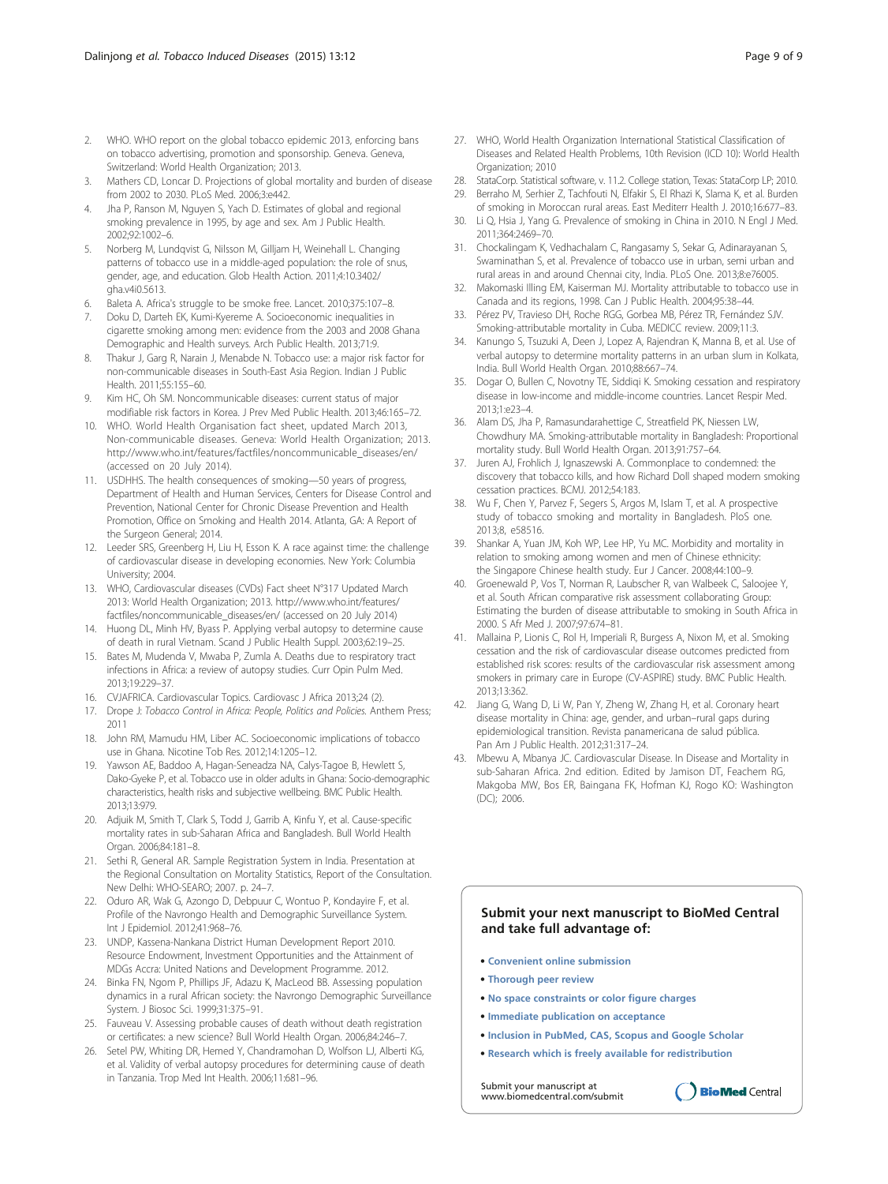2. WHO. WHO report on the global tobacco epidemic 2013, enforcing bans on tobacco advertising, promotion and sponsorship. Geneva. Geneva, Switzerland: World Health Organization; 2013.
3. Mathers CD, Loncar D. Projections of global mortality and burden of disease from 2002 to 2030. PLoS Med. 2006;3:e442.
4. Jha P, Ranson M, Nguyen S, Yach D. Estimates of global and regional smoking prevalence in 1995, by age and sex. Am J Public Health. 2002;92:1002–6.
5. Norberg M, Lundqvist G, Nilsson M, Gilljam H, Weinehall L. Changing patterns of tobacco use in a middle-aged population: the role of snus, gender, age, and education. Glob Health Action. 2011;4:10.3402/gha.v4i0.5613.
6. Baleta A. Africa's struggle to be smoke free. Lancet. 2010;375:107–8.
7. Doku D, Darteh EK, Kumi-Kyereme A. Socioeconomic inequalities in cigarette smoking among men: evidence from the 2003 and 2008 Ghana Demographic and Health surveys. Arch Public Health. 2013;71:9.
8. Thakur J, Garg R, Narain J, Menabde N. Tobacco use: a major risk factor for non-communicable diseases in South-East Asia Region. Indian J Public Health. 2011;55:155–60.
9. Kim HC, Oh SM. Noncommunicable diseases: current status of major modifiable risk factors in Korea. J Prev Med Public Health. 2013;46:165–72.
10. WHO. World Health Organisation fact sheet, updated March 2013, Non-communicable diseases. Geneva: World Health Organization; 2013. http://www.who.int/features/factfiles/noncommunicable_diseases/en/ (accessed on 20 July 2014).
11. USDHHS. The health consequences of smoking—50 years of progress, Department of Health and Human Services, Centers for Disease Control and Prevention, National Center for Chronic Disease Prevention and Health Promotion, Office on Smoking and Health 2014. Atlanta, GA: A Report of the Surgeon General; 2014.
12. Leeder SRS, Greenberg H, Liu H, Esson K. A race against time: the challenge of cardiovascular disease in developing economies. New York: Columbia University; 2004.
13. WHO, Cardiovascular diseases (CVDs) Fact sheet N°317 Updated March 2013: World Health Organization; 2013. http://www.who.int/features/factfiles/noncommunicable_diseases/en/ (accessed on 20 July 2014)
14. Huong DL, Minh HV, Byass P. Applying verbal autopsy to determine cause of death in rural Vietnam. Scand J Public Health Suppl. 2003;62:19–25.
15. Bates M, Mudenda V, Mwaba P, Zumla A. Deaths due to respiratory tract infections in Africa: a review of autopsy studies. Curr Opin Pulm Med. 2013;19:229–37.
16. CVJAFRICA. Cardiovascular Topics. Cardiovasc J Africa 2013;24 (2).
17. Drope J: *Tobacco Control in Africa: People, Politics and Policies.* Anthem Press; 2011
18. John RM, Mamudu HM, Liber AC. Socioeconomic implications of tobacco use in Ghana. Nicotine Tob Res. 2012;14:1205–12.
19. Yawson AE, Baddoo A, Hagan-Seneadza NA, Calys-Tagoe B, Hewlett S, Dako-Gyeke P, et al. Tobacco use in older adults in Ghana: Socio-demographic characteristics, health risks and subjective wellbeing. BMC Public Health. 2013;13:979.
20. Adjuik M, Smith T, Clark S, Todd J, Garrib A, Kinfu Y, et al. Cause-specific mortality rates in sub-Saharan Africa and Bangladesh. Bull World Health Organ. 2006;84:181–8.
21. Sethi R, General AR. Sample Registration System in India. Presentation at the Regional Consultation on Mortality Statistics, Report of the Consultation. New Delhi: WHO-SEARO; 2007. p. 24–7.
22. Oduro AR, Wak G, Azongo D, Debpuur C, Wontuo P, Kondayire F, et al. Profile of the Navrongo Health and Demographic Surveillance System. Int J Epidemiol. 2012;41:968–76.
23. UNDP, Kassena-Nankana District Human Development Report 2010. Resource Endowment, Investment Opportunities and the Attainment of MDGs Accra: United Nations and Development Programme. 2012.
24. Binka FN, Ngom P, Phillips JF, Adazu K, MacLeod BB. Assessing population dynamics in a rural African society: the Navrongo Demographic Surveillance System. J Biosoc Sci. 1999;31:375–91.
25. Fauveau V. Assessing probable causes of death without death registration or certificates: a new science? Bull World Health Organ. 2006;84:246–7.
26. Setel PW, Whiting DR, Hemed Y, Chandramohan D, Wolfson LJ, Alberti KG, et al. Validity of verbal autopsy procedures for determining cause of death in Tanzania. Trop Med Int Health. 2006;11:681–96.
27. WHO, World Health Organization International Statistical Classification of Diseases and Related Health Problems, 10th Revision (ICD 10): World Health Organization; 2010
28. StataCorp. Statistical software, v. 11.2. College station, Texas: StataCorp LP; 2010.
29. Berraho M, Serhier Z, Tachfouti N, Elfakir S, El Rhazi K, Slama K, et al. Burden of smoking in Moroccan rural areas. East Mediterr Health J. 2010;16:677–83.
30. Li Q, Hsia J, Yang G. Prevalence of smoking in China in 2010. N Engl J Med. 2011;364:2469–70.
31. Chockalingam K, Vedhachalam C, Rangasamy S, Sekar G, Adinarayanan S, Swaminathan S, et al. Prevalence of tobacco use in urban, semi urban and rural areas in and around Chennai city, India. PLoS One. 2013;8:e76005.
32. Makomaski Illing EM, Kaiserman MJ. Mortality attributable to tobacco use in Canada and its regions, 1998. Can J Public Health. 2004;95:38–44.
33. Pérez PV, Travieso DH, Roche RGG, Gorbea MB, Pérez TR, Fernández SJV. Smoking-attributable mortality in Cuba. MEDICC review. 2009;11:3.
34. Kanungo S, Tsuzuki A, Deen J, Lopez A, Rajendran K, Manna B, et al. Use of verbal autopsy to determine mortality patterns in an urban slum in Kolkata, India. Bull World Health Organ. 2010;88:667–74.
35. Dogar O, Bullen C, Novotny TE, Siddiqi K. Smoking cessation and respiratory disease in low-income and middle-income countries. Lancet Respir Med. 2013;1:e23–4.
36. Alam DS, Jha P, Ramasundarahettige C, Streatfield PK, Niessen LW, Chowdhury MA. Smoking-attributable mortality in Bangladesh: Proportional mortality study. Bull World Health Organ. 2013;91:757–64.
37. Juren AJ, Frohlich J, Ignaszewski A. Commonplace to condemned: the discovery that tobacco kills, and how Richard Doll shaped modern smoking cessation practices. BCMJ. 2012;54:183.
38. Wu F, Chen Y, Parvez F, Segers S, Argos M, Islam T, et al. A prospective study of tobacco smoking and mortality in Bangladesh. PloS one. 2013;8, e58516.
39. Shankar A, Yuan JM, Koh WP, Lee HP, Yu MC. Morbidity and mortality in relation to smoking among women and men of Chinese ethnicity: the Singapore Chinese health study. Eur J Cancer. 2008;44:100–9.
40. Groenewald P, Vos T, Norman R, Laubscher R, van Walbeek C, Saloojee Y, et al. South African comparative risk assessment collaborating Group: Estimating the burden of disease attributable to smoking in South Africa in 2000. S Afr Med J. 2007;97:674–81.
41. Mallaina P, Lionis C, Rol H, Imperiali R, Burgess A, Nixon M, et al. Smoking cessation and the risk of cardiovascular disease outcomes predicted from established risk scores: results of the cardiovascular risk assessment among smokers in primary care in Europe (CV-ASPIRE) study. BMC Public Health. 2013;13:362.
42. Jiang G, Wang D, Li W, Pan Y, Zheng W, Zhang H, et al. Coronary heart disease mortality in China: age, gender, and urban–rural gaps during epidemiological transition. Revista panamericana de salud pública. Pan Am J Public Health. 2012;31:317–24.
43. Mbewu A, Mbanya JC. Cardiovascular Disease. In Disease and Mortality in sub-Saharan Africa. 2nd edition. Edited by Jamison DT, Feachem RG, Makgoba MW, Bos ER, Baingana FK, Hofman KJ, Rogo KO: Washington (DC); 2006.

**Submit your next manuscript to BioMed Central and take full advantage of:**

- Convenient online submission
- Thorough peer review
- No space constraints or color figure charges
- Immediate publication on acceptance
- Inclusion in PubMed, CAS, Scopus and Google Scholar
- Research which is freely available for redistribution

Submit your manuscript at www.biomedcentral.com/submit

BioMed Central